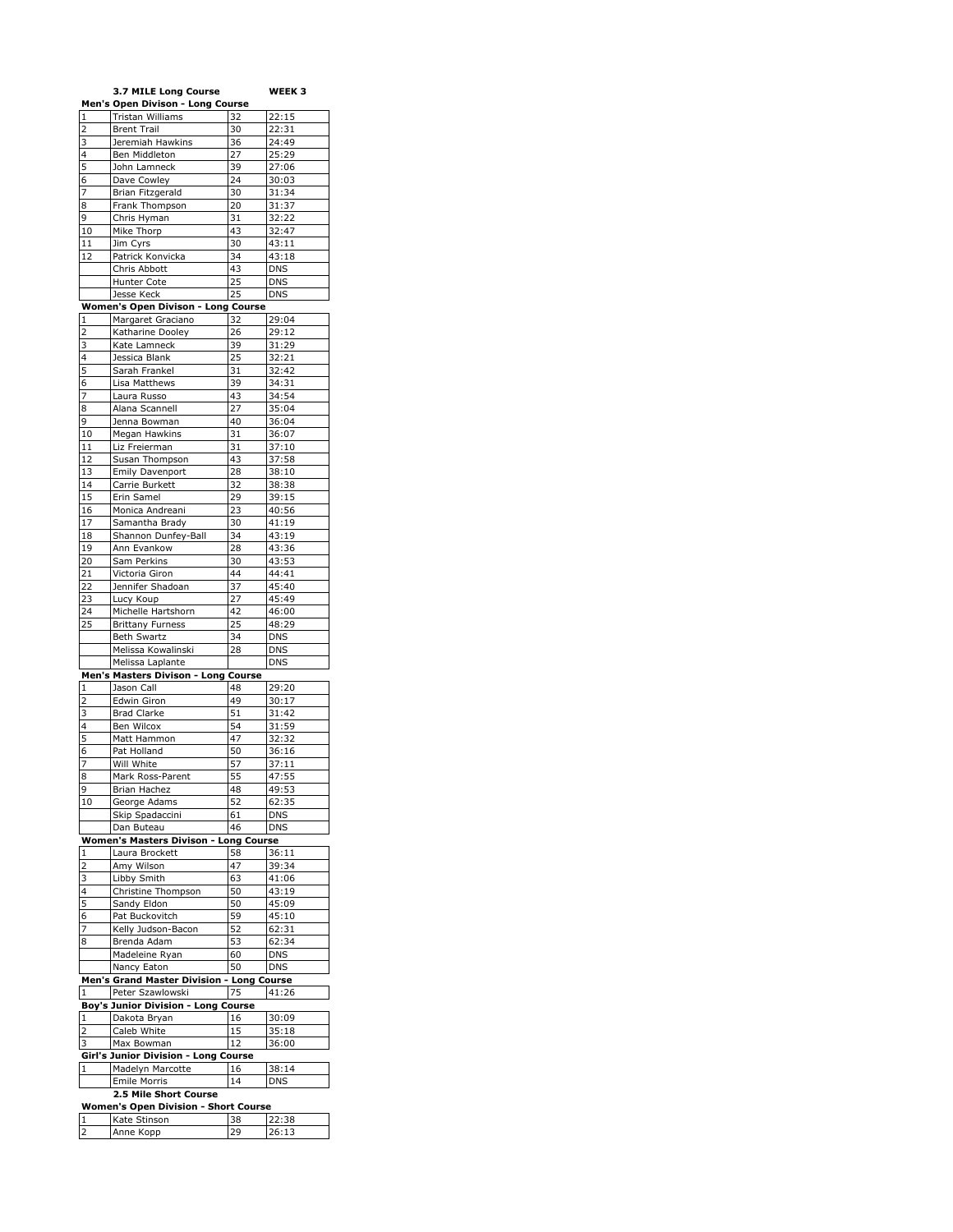**3.7 MILE Long Course** **WEEK 3**

**Men's Open Divison - Long Course**

| | | | |
|---|---|---|---|
| 1 | Tristan Williams | 32 | 22:15 |
| 2 | Brent Trail | 30 | 22:31 |
| 3 | Jeremiah Hawkins | 36 | 24:49 |
| 4 | Ben Middleton | 27 | 25:29 |
| 5 | John Lamneck | 39 | 27:06 |
| 6 | Dave Cowley | 24 | 30:03 |
| 7 | Brian Fitzgerald | 30 | 31:34 |
| 8 | Frank Thompson | 20 | 31:37 |
| 9 | Chris Hyman | 31 | 32:22 |
| 10 | Mike Thorp | 43 | 32:47 |
| 11 | Jim Cyrs | 30 | 43:11 |
| 12 | Patrick Konvicka | 34 | 43:18 |
| | Chris Abbott | 43 | DNS |
| | Hunter Cote | 25 | DNS |
| | Jesse Keck | 25 | DNS |

**Women's Open Divison - Long Course**

| | | | |
|---|---|---|---|
| 1 | Margaret Graciano | 32 | 29:04 |
| 2 | Katharine Dooley | 26 | 29:12 |
| 3 | Kate Lamneck | 39 | 31:29 |
| 4 | Jessica Blank | 25 | 32:21 |
| 5 | Sarah Frankel | 31 | 32:42 |
| 6 | Lisa Matthews | 39 | 34:31 |
| 7 | Laura Russo | 43 | 34:54 |
| 8 | Alana Scannell | 27 | 35:04 |
| 9 | Jenna Bowman | 40 | 36:04 |
| 10 | Megan Hawkins | 31 | 36:07 |
| 11 | Liz Freierman | 31 | 37:10 |
| 12 | Susan Thompson | 43 | 37:58 |
| 13 | Emily Davenport | 28 | 38:10 |
| 14 | Carrie Burkett | 32 | 38:38 |
| 15 | Erin Samel | 29 | 39:15 |
| 16 | Monica Andreani | 23 | 40:56 |
| 17 | Samantha Brady | 30 | 41:19 |
| 18 | Shannon Dunfey-Ball | 34 | 43:19 |
| 19 | Ann Evankow | 28 | 43:36 |
| 20 | Sam Perkins | 30 | 43:53 |
| 21 | Victoria Giron | 44 | 44:41 |
| 22 | Jennifer Shadoan | 37 | 45:40 |
| 23 | Lucy Koup | 27 | 45:49 |
| 24 | Michelle Hartshorn | 42 | 46:00 |
| 25 | Brittany Furness | 25 | 48:29 |
| | Beth Swartz | 34 | DNS |
| | Melissa Kowalinski | 28 | DNS |
| | Melissa Laplante | | DNS |

**Men's Masters Divison - Long Course**

| | | | |
|---|---|---|---|
| 1 | Jason Call | 48 | 29:20 |
| 2 | Edwin Giron | 49 | 30:17 |
| 3 | Brad Clarke | 51 | 31:42 |
| 4 | Ben Wilcox | 54 | 31:59 |
| 5 | Matt Hammon | 47 | 32:32 |
| 6 | Pat Holland | 50 | 36:16 |
| 7 | Will White | 57 | 37:11 |
| 8 | Mark Ross-Parent | 55 | 47:55 |
| 9 | Brian Hachez | 48 | 49:53 |
| 10 | George Adams | 52 | 62:35 |
| | Skip Spadaccini | 61 | DNS |
| | Dan Buteau | 46 | DNS |

**Women's Masters Divison - Long Course**

| | | | |
|---|---|---|---|
| 1 | Laura Brockett | 58 | 36:11 |
| 2 | Amy Wilson | 47 | 39:34 |
| 3 | Libby Smith | 63 | 41:06 |
| 4 | Christine Thompson | 50 | 43:19 |
| 5 | Sandy Eldon | 50 | 45:09 |
| 6 | Pat Buckovitch | 59 | 45:10 |
| 7 | Kelly Judson-Bacon | 52 | 62:31 |
| 8 | Brenda Adam | 53 | 62:34 |
| | Madeleine Ryan | 60 | DNS |
| | Nancy Eaton | 50 | DNS |

**Men's Grand Master Division - Long Course**

| | | | |
|---|---|---|---|
| 1 | Peter Szawlowski | 75 | 41:26 |

**Boy's Junior Division - Long Course**

| | | | |
|---|---|---|---|
| 1 | Dakota Bryan | 16 | 30:09 |
| 2 | Caleb White | 15 | 35:18 |
| 3 | Max Bowman | 12 | 36:00 |

**Girl's Junior Division - Long Course**

| | | | |
|---|---|---|---|
| 1 | Madelyn Marcotte | 16 | 38:14 |
| | Emile Morris | 14 | DNS |

**2.5 Mile Short Course**

**Women's Open Division - Short Course**

| | | | |
|---|---|---|---|
| 1 | Kate Stinson | 38 | 22:38 |
| 2 | Anne Kopp | 29 | 26:13 |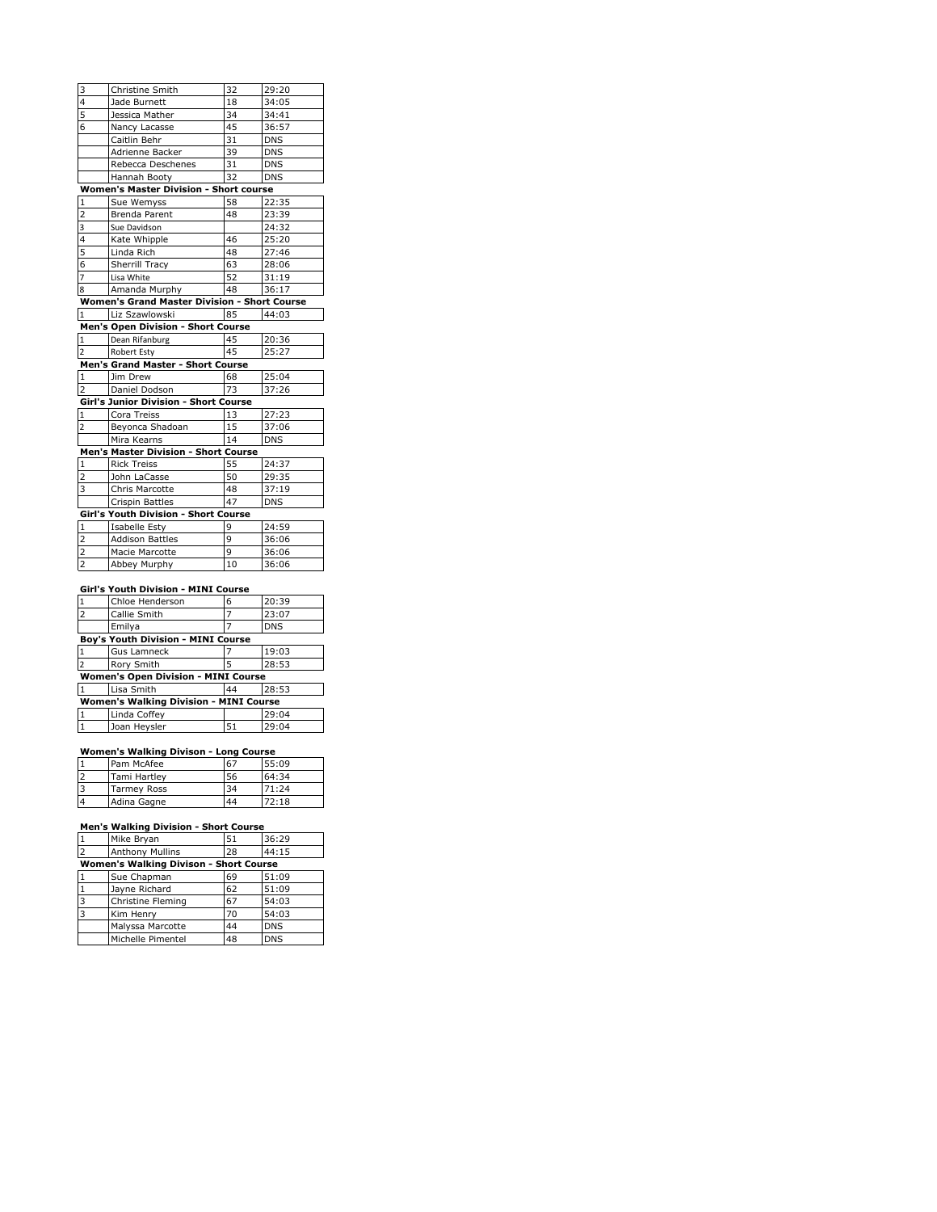| | | | |
|---|---|---|---|
| 3 | Christine Smith | 32 | 29:20 |
| 4 | Jade Burnett | 18 | 34:05 |
| 5 | Jessica Mather | 34 | 34:41 |
| 6 | Nancy Lacasse | 45 | 36:57 |
| | Caitlin Behr | 31 | DNS |
| | Adrienne Backer | 39 | DNS |
| | Rebecca Deschenes | 31 | DNS |
| | Hannah Booty | 32 | DNS |

**Women's Master Division - Short course**

| | | | |
|---|---|---|---|
| 1 | Sue Wemyss | 58 | 22:35 |
| 2 | Brenda Parent | 48 | 23:39 |
| 3 | Sue Davidson | | 24:32 |
| 4 | Kate Whipple | 46 | 25:20 |
| 5 | Linda Rich | 48 | 27:46 |
| 6 | Sherrill Tracy | 63 | 28:06 |
| 7 | Lisa White | 52 | 31:19 |
| 8 | Amanda Murphy | 48 | 36:17 |

**Women's Grand Master Division - Short Course**

| | | | |
|---|---|---|---|
| 1 | Liz Szawlowski | 85 | 44:03 |

**Men's Open Division - Short Course**

| | | | |
|---|---|---|---|
| 1 | Dean Rifanburg | 45 | 20:36 |
| 2 | Robert Esty | 45 | 25:27 |

**Men's Grand Master - Short Course**

| | | | |
|---|---|---|---|
| 1 | Jim Drew | 68 | 25:04 |
| 2 | Daniel Dodson | 73 | 37:26 |

**Girl's Junior Division - Short Course**

| | | | |
|---|---|---|---|
| 1 | Cora Treiss | 13 | 27:23 |
| 2 | Beyonca Shadoan | 15 | 37:06 |
| | Mira Kearns | 14 | DNS |

**Men's Master Division - Short Course**

| | | | |
|---|---|---|---|
| 1 | Rick Treiss | 55 | 24:37 |
| 2 | John LaCasse | 50 | 29:35 |
| 3 | Chris Marcotte | 48 | 37:19 |
| | Crispin Battles | 47 | DNS |

**Girl's Youth Division - Short Course**

| | | | |
|---|---|---|---|
| 1 | Isabelle Esty | 9 | 24:59 |
| 2 | Addison Battles | 9 | 36:06 |
| 2 | Macie Marcotte | 9 | 36:06 |
| 2 | Abbey Murphy | 10 | 36:06 |

**Girl's Youth Division - MINI Course**

| | | | |
|---|---|---|---|
| 1 | Chloe Henderson | 6 | 20:39 |
| 2 | Callie Smith | 7 | 23:07 |
| | Emilya | 7 | DNS |

**Boy's Youth Division - MINI Course**

| | | | |
|---|---|---|---|
| 1 | Gus Lamneck | 7 | 19:03 |
| 2 | Rory Smith | 5 | 28:53 |

**Women's Open Division - MINI Course**

| | | | |
|---|---|---|---|
| 1 | Lisa Smith | 44 | 28:53 |

**Women's Walking Division - MINI Course**

| | | | |
|---|---|---|---|
| 1 | Linda Coffey | | 29:04 |
| 1 | Joan Heysler | 51 | 29:04 |

**Women's Walking Divison - Long Course**

| | | | |
|---|---|---|---|
| 1 | Pam McAfee | 67 | 55:09 |
| 2 | Tami Hartley | 56 | 64:34 |
| 3 | Tarmey Ross | 34 | 71:24 |
| 4 | Adina Gagne | 44 | 72:18 |

**Men's Walking Division - Short Course**

| | | | |
|---|---|---|---|
| 1 | Mike Bryan | 51 | 36:29 |
| 2 | Anthony Mullins | 28 | 44:15 |

**Women's Walking Divison - Short Course**

| | | | |
|---|---|---|---|
| 1 | Sue Chapman | 69 | 51:09 |
| 1 | Jayne Richard | 62 | 51:09 |
| 3 | Christine Fleming | 67 | 54:03 |
| 3 | Kim Henry | 70 | 54:03 |
| | Malyssa Marcotte | 44 | DNS |
| | Michelle Pimentel | 48 | DNS |